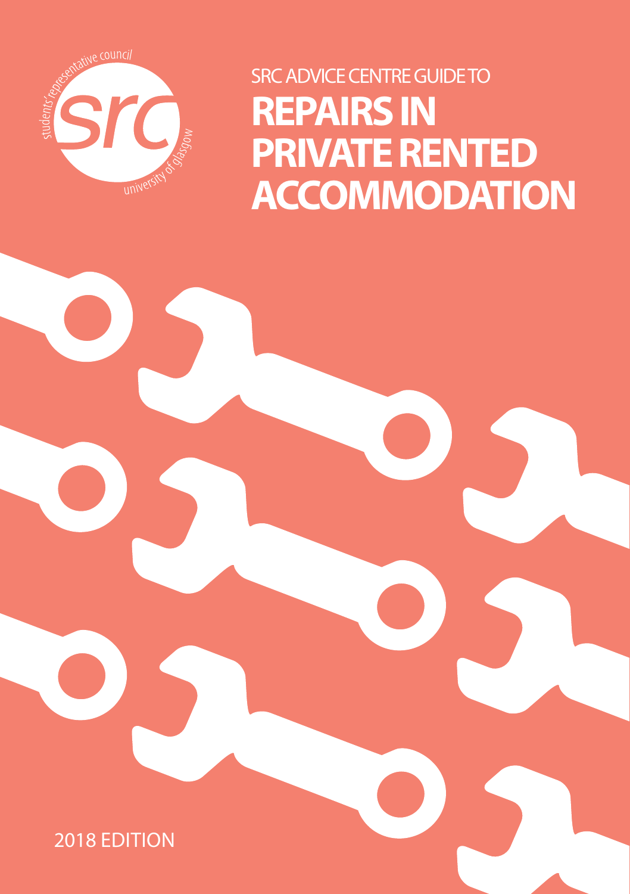students' representative council
src
university of glasgow

SRC ADVICE CENTRE GUIDE TO

# REPAIRS IN PRIVATE RENTED ACCOMMODATION

2018 EDITION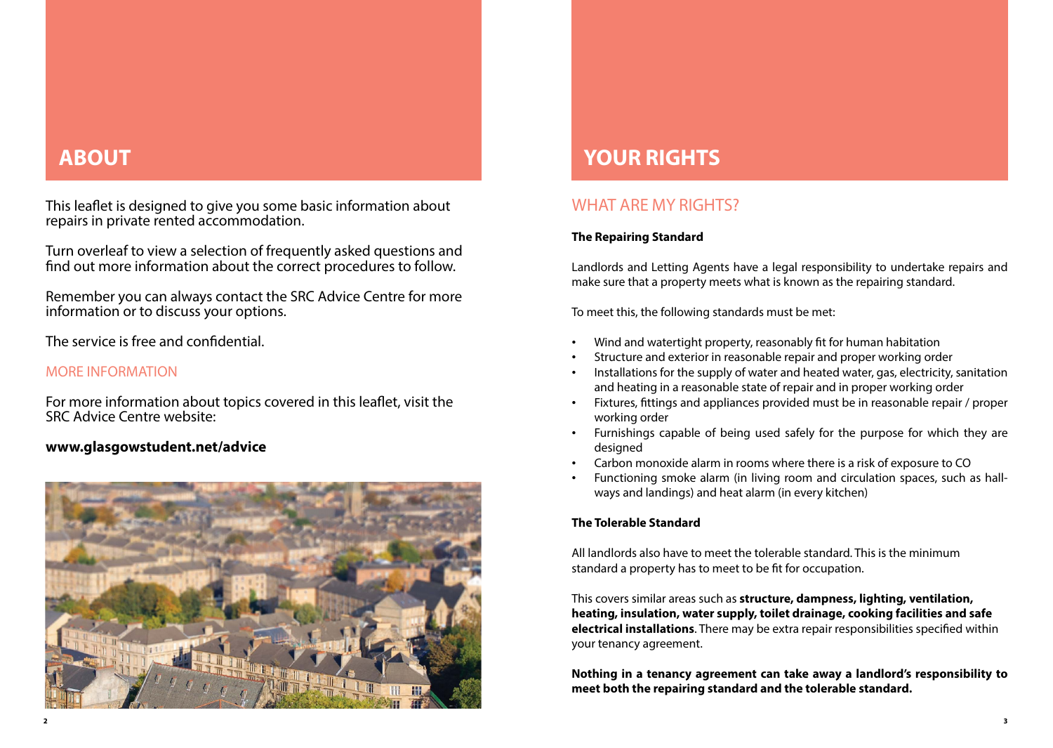# ABOUT

This leaflet is designed to give you some basic information about repairs in private rented accommodation.

Turn overleaf to view a selection of frequently asked questions and find out more information about the correct procedures to follow.

Remember you can always contact the SRC Advice Centre for more information or to discuss your options.

The service is free and confidential.

## MORE INFORMATION

For more information about topics covered in this leaflet, visit the SRC Advice Centre website:

**www.glasgowstudent.net/advice**

# YOUR RIGHTS

## WHAT ARE MY RIGHTS?

**The Repairing Standard**

Landlords and Letting Agents have a legal responsibility to undertake repairs and make sure that a property meets what is known as the repairing standard.

To meet this, the following standards must be met:

- Wind and watertight property, reasonably fit for human habitation
- Structure and exterior in reasonable repair and proper working order
- Installations for the supply of water and heated water, gas, electricity, sanitation and heating in a reasonable state of repair and in proper working order
- Fixtures, fittings and appliances provided must be in reasonable repair / proper working order
- Furnishings capable of being used safely for the purpose for which they are designed
- Carbon monoxide alarm in rooms where there is a risk of exposure to CO
- Functioning smoke alarm (in living room and circulation spaces, such as hall-ways and landings) and heat alarm (in every kitchen)

**The Tolerable Standard**

All landlords also have to meet the tolerable standard. This is the minimum standard a property has to meet to be fit for occupation.

This covers similar areas such as **structure, dampness, lighting, ventilation, heating, insulation, water supply, toilet drainage, cooking facilities and safe electrical installations**. There may be extra repair responsibilities specified within your tenancy agreement.

**Nothing in a tenancy agreement can take away a landlord's responsibility to meet both the repairing standard and the tolerable standard.**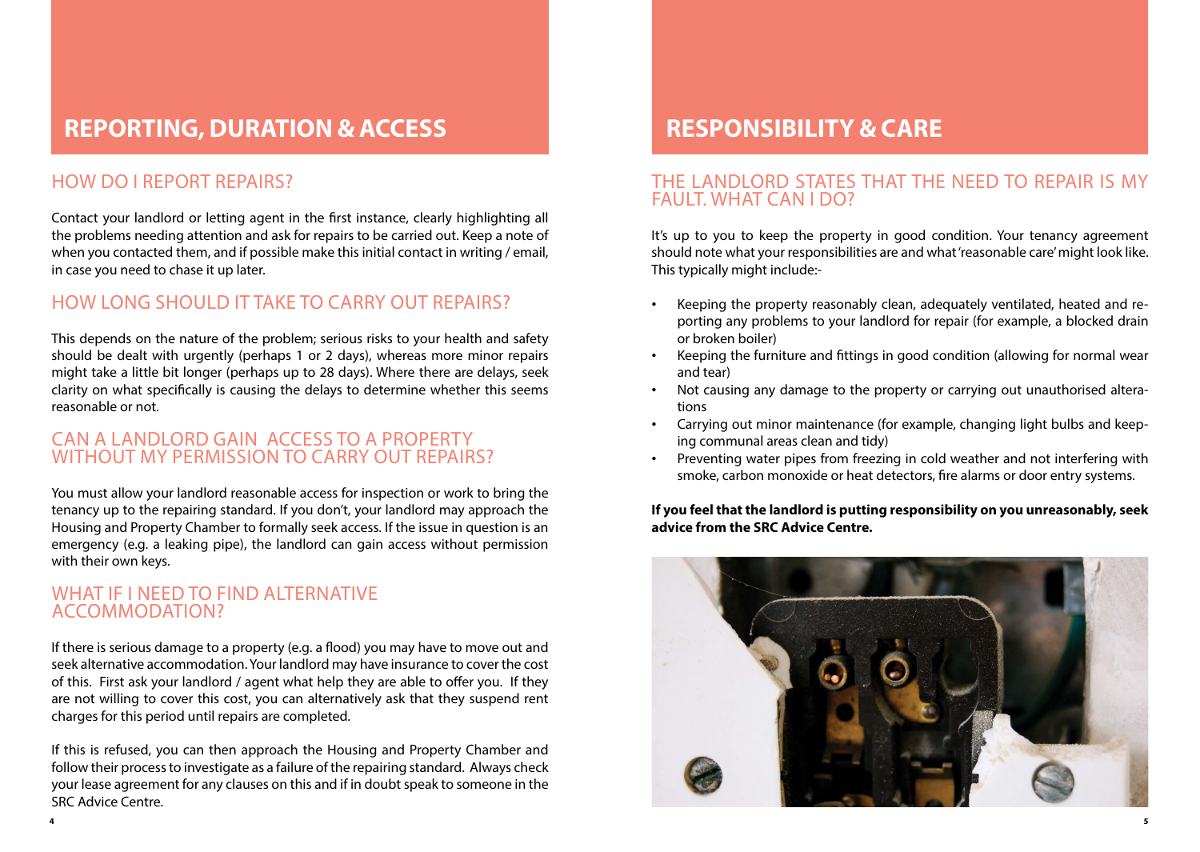# REPORTING, DURATION & ACCESS

## HOW DO I REPORT REPAIRS?

Contact your landlord or letting agent in the first instance, clearly highlighting all the problems needing attention and ask for repairs to be carried out. Keep a note of when you contacted them, and if possible make this initial contact in writing / email, in case you need to chase it up later.

## HOW LONG SHOULD IT TAKE TO CARRY OUT REPAIRS?

This depends on the nature of the problem; serious risks to your health and safety should be dealt with urgently (perhaps 1 or 2 days), whereas more minor repairs might take a little bit longer (perhaps up to 28 days). Where there are delays, seek clarity on what specifically is causing the delays to determine whether this seems reasonable or not.

## CAN A LANDLORD GAIN ACCESS TO A PROPERTY WITHOUT MY PERMISSION TO CARRY OUT REPAIRS?

You must allow your landlord reasonable access for inspection or work to bring the tenancy up to the repairing standard. If you don't, your landlord may approach the Housing and Property Chamber to formally seek access. If the issue in question is an emergency (e.g. a leaking pipe), the landlord can gain access without permission with their own keys.

## WHAT IF I NEED TO FIND ALTERNATIVE ACCOMMODATION?

If there is serious damage to a property (e.g. a flood) you may have to move out and seek alternative accommodation. Your landlord may have insurance to cover the cost of this. First ask your landlord / agent what help they are able to offer you. If they are not willing to cover this cost, you can alternatively ask that they suspend rent charges for this period until repairs are completed.

If this is refused, you can then approach the Housing and Property Chamber and follow their process to investigate as a failure of the repairing standard. Always check your lease agreement for any clauses on this and if in doubt speak to someone in the SRC Advice Centre.

# RESPONSIBILITY & CARE

## THE LANDLORD STATES THAT THE NEED TO REPAIR IS MY FAULT. WHAT CAN I DO?

It's up to you to keep the property in good condition. Your tenancy agreement should note what your responsibilities are and what 'reasonable care' might look like. This typically might include:-

- Keeping the property reasonably clean, adequately ventilated, heated and reporting any problems to your landlord for repair (for example, a blocked drain or broken boiler)
- Keeping the furniture and fittings in good condition (allowing for normal wear and tear)
- Not causing any damage to the property or carrying out unauthorised alterations
- Carrying out minor maintenance (for example, changing light bulbs and keeping communal areas clean and tidy)
- Preventing water pipes from freezing in cold weather and not interfering with smoke, carbon monoxide or heat detectors, fire alarms or door entry systems.

**If you feel that the landlord is putting responsibility on you unreasonably, seek advice from the SRC Advice Centre.**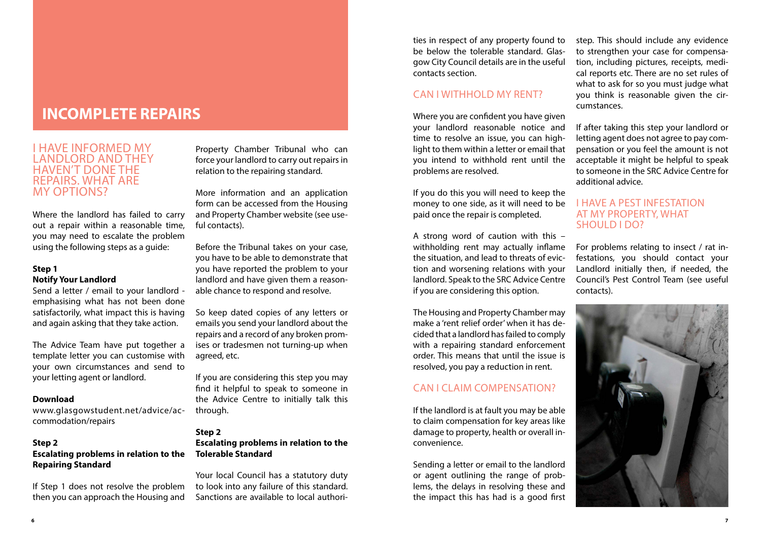# INCOMPLETE REPAIRS

## I HAVE INFORMED MY LANDLORD AND THEY HAVEN'T DONE THE REPAIRS. WHAT ARE MY OPTIONS?

Where the landlord has failed to carry out a repair within a reasonable time, you may need to escalate the problem using the following steps as a guide:

**Step 1**
**Notify Your Landlord**
Send a letter / email to your landlord - emphasising what has not been done satisfactorily, what impact this is having and again asking that they take action.

The Advice Team have put together a template letter you can customise with your own circumstances and send to your letting agent or landlord.

**Download**
www.glasgowstudent.net/advice/accommodation/repairs

**Step 2**
**Escalating problems in relation to the Repairing Standard**

If Step 1 does not resolve the problem then you can approach the Housing and Property Chamber Tribunal who can force your landlord to carry out repairs in relation to the repairing standard.

More information and an application form can be accessed from the Housing and Property Chamber website (see useful contacts).

Before the Tribunal takes on your case, you have to be able to demonstrate that you have reported the problem to your landlord and have given them a reasonable chance to respond and resolve.

So keep dated copies of any letters or emails you send your landlord about the repairs and a record of any broken promises or tradesmen not turning-up when agreed, etc.

If you are considering this step you may find it helpful to speak to someone in the Advice Centre to initially talk this through.

**Step 2**
**Escalating problems in relation to the Tolerable Standard**

Your local Council has a statutory duty to look into any failure of this standard. Sanctions are available to local authorities in respect of any property found to be below the tolerable standard. Glasgow City Council details are in the useful contacts section.

## CAN I WITHHOLD MY RENT?

Where you are confident you have given your landlord reasonable notice and time to resolve an issue, you can highlight to them within a letter or email that you intend to withhold rent until the problems are resolved.

If you do this you will need to keep the money to one side, as it will need to be paid once the repair is completed.

A strong word of caution with this – withholding rent may actually inflame the situation, and lead to threats of eviction and worsening relations with your landlord. Speak to the SRC Advice Centre if you are considering this option.

The Housing and Property Chamber may make a 'rent relief order' when it has decided that a landlord has failed to comply with a repairing standard enforcement order. This means that until the issue is resolved, you pay a reduction in rent.

## CAN I CLAIM COMPENSATION?

If the landlord is at fault you may be able to claim compensation for key areas like damage to property, health or overall inconvenience.

Sending a letter or email to the landlord or agent outlining the range of problems, the delays in resolving these and the impact this has had is a good first step. This should include any evidence to strengthen your case for compensation, including pictures, receipts, medical reports etc. There are no set rules of what to ask for so you must judge what you think is reasonable given the circumstances.

If after taking this step your landlord or letting agent does not agree to pay compensation or you feel the amount is not acceptable it might be helpful to speak to someone in the SRC Advice Centre for additional advice.

## I HAVE A PEST INFESTATION AT MY PROPERTY, WHAT SHOULD I DO?

For problems relating to insect / rat infestations, you should contact your Landlord initially then, if needed, the Council's Pest Control Team (see useful contacts).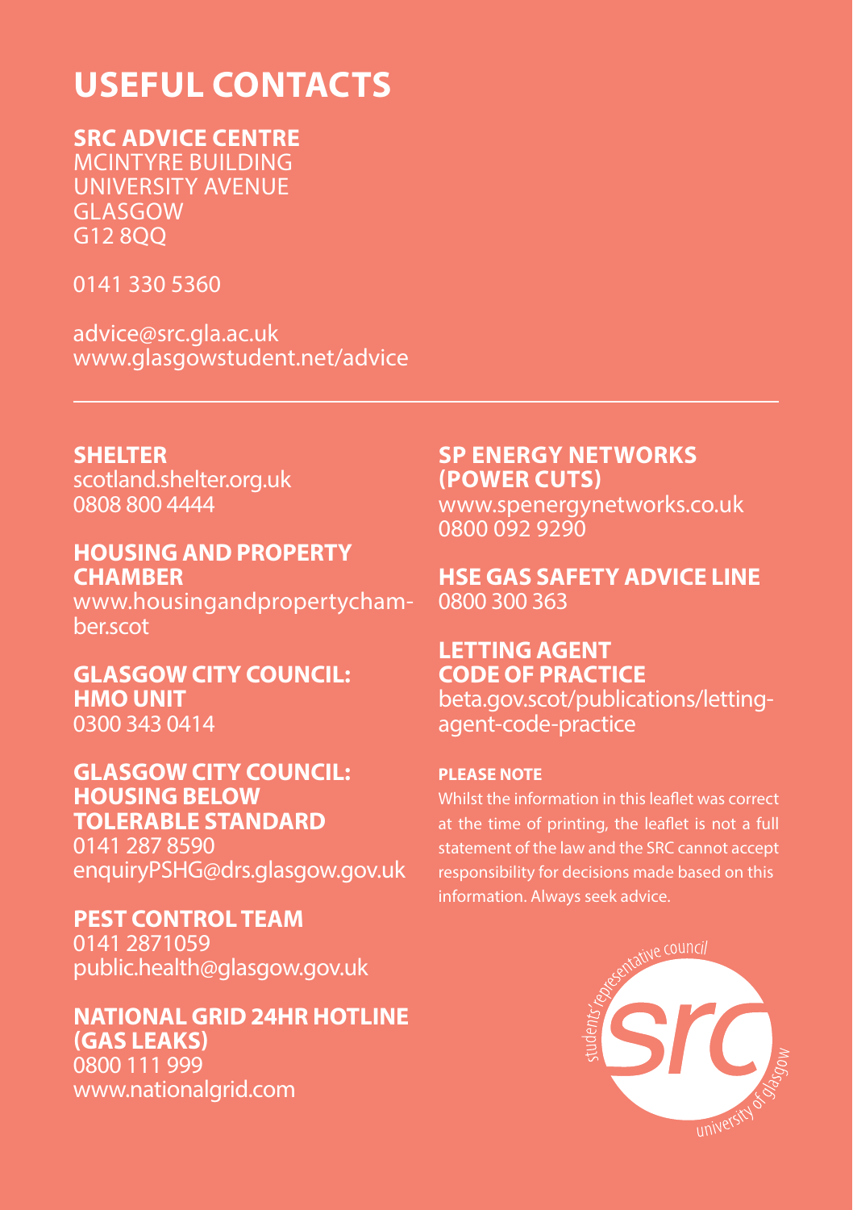# USEFUL CONTACTS

**SRC ADVICE CENTRE**
MCINTYRE BUILDING
UNIVERSITY AVENUE
GLASGOW
G12 8QQ

0141 330 5360

advice@src.gla.ac.uk
www.glasgowstudent.net/advice

---

**SHELTER**
scotland.shelter.org.uk
0808 800 4444

**HOUSING AND PROPERTY CHAMBER**
www.housingandpropertychamber.scot

**GLASGOW CITY COUNCIL: HMO UNIT**
0300 343 0414

**GLASGOW CITY COUNCIL: HOUSING BELOW TOLERABLE STANDARD**
0141 287 8590
enquiryPSHG@drs.glasgow.gov.uk

**PEST CONTROL TEAM**
0141 2871059
public.health@glasgow.gov.uk

**NATIONAL GRID 24HR HOTLINE (GAS LEAKS)**
0800 111 999
www.nationalgrid.com

**SP ENERGY NETWORKS (POWER CUTS)**
www.spenergynetworks.co.uk
0800 092 9290

**HSE GAS SAFETY ADVICE LINE**
0800 300 363

**LETTING AGENT CODE OF PRACTICE**
beta.gov.scot/publications/letting-agent-code-practice

**PLEASE NOTE**

Whilst the information in this leaflet was correct at the time of printing, the leaflet is not a full statement of the law and the SRC cannot accept responsibility for decisions made based on this information. Always seek advice.

students' representative council
src
university of glasgow